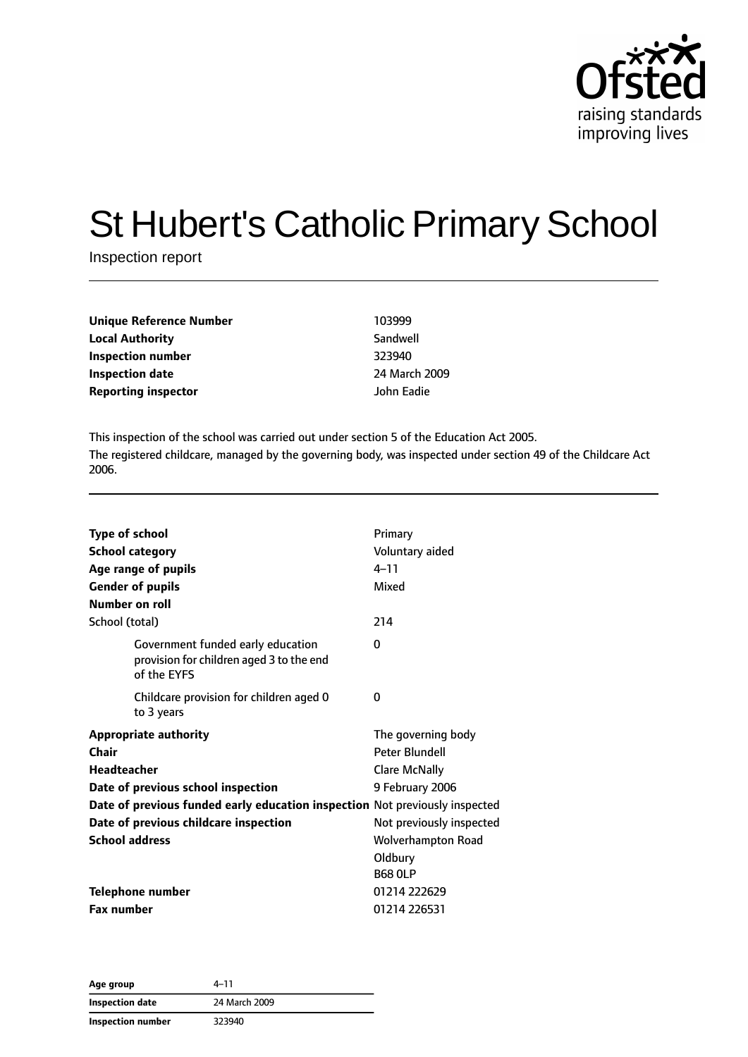Ofsted
raising standards
improving lives

# St Hubert's Catholic Primary School

Inspection report

| | |
|---|---|
| **Unique Reference Number** | 103999 |
| **Local Authority** | Sandwell |
| **Inspection number** | 323940 |
| **Inspection date** | 24 March 2009 |
| **Reporting inspector** | John Eadie |

This inspection of the school was carried out under section 5 of the Education Act 2005.

The registered childcare, managed by the governing body, was inspected under section 49 of the Childcare Act 2006.

| | |
|---|---|
| **Type of school** | Primary |
| **School category** | Voluntary aided |
| **Age range of pupils** | 4–11 |
| **Gender of pupils** | Mixed |
| **Number on roll** | |
| School (total) | 214 |
| Government funded early education provision for children aged 3 to the end of the EYFS | 0 |
| Childcare provision for children aged 0 to 3 years | 0 |
| **Appropriate authority** | The governing body |
| **Chair** | Peter Blundell |
| **Headteacher** | Clare McNally |
| **Date of previous school inspection** | 9 February 2006 |
| **Date of previous funded early education inspection** | Not previously inspected |
| **Date of previous childcare inspection** | Not previously inspected |
| **School address** | Wolverhampton Road<br>Oldbury<br>B68 0LP |
| **Telephone number** | 01214 222629 |
| **Fax number** | 01214 226531 |

| | |
|---|---|
| **Age group** | 4–11 |
| **Inspection date** | 24 March 2009 |
| **Inspection number** | 323940 |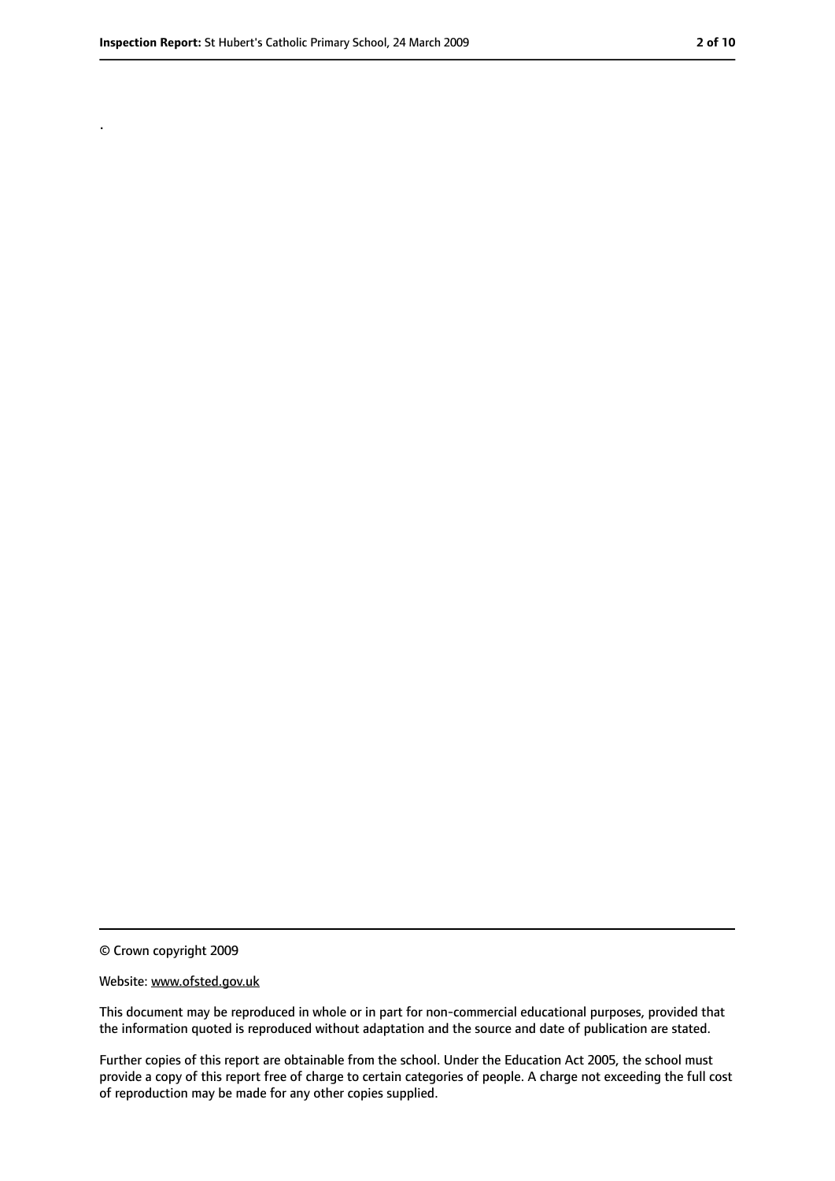.

© Crown copyright 2009

Website: www.ofsted.gov.uk

This document may be reproduced in whole or in part for non-commercial educational purposes, provided that the information quoted is reproduced without adaptation and the source and date of publication are stated.

Further copies of this report are obtainable from the school. Under the Education Act 2005, the school must provide a copy of this report free of charge to certain categories of people. A charge not exceeding the full cost of reproduction may be made for any other copies supplied.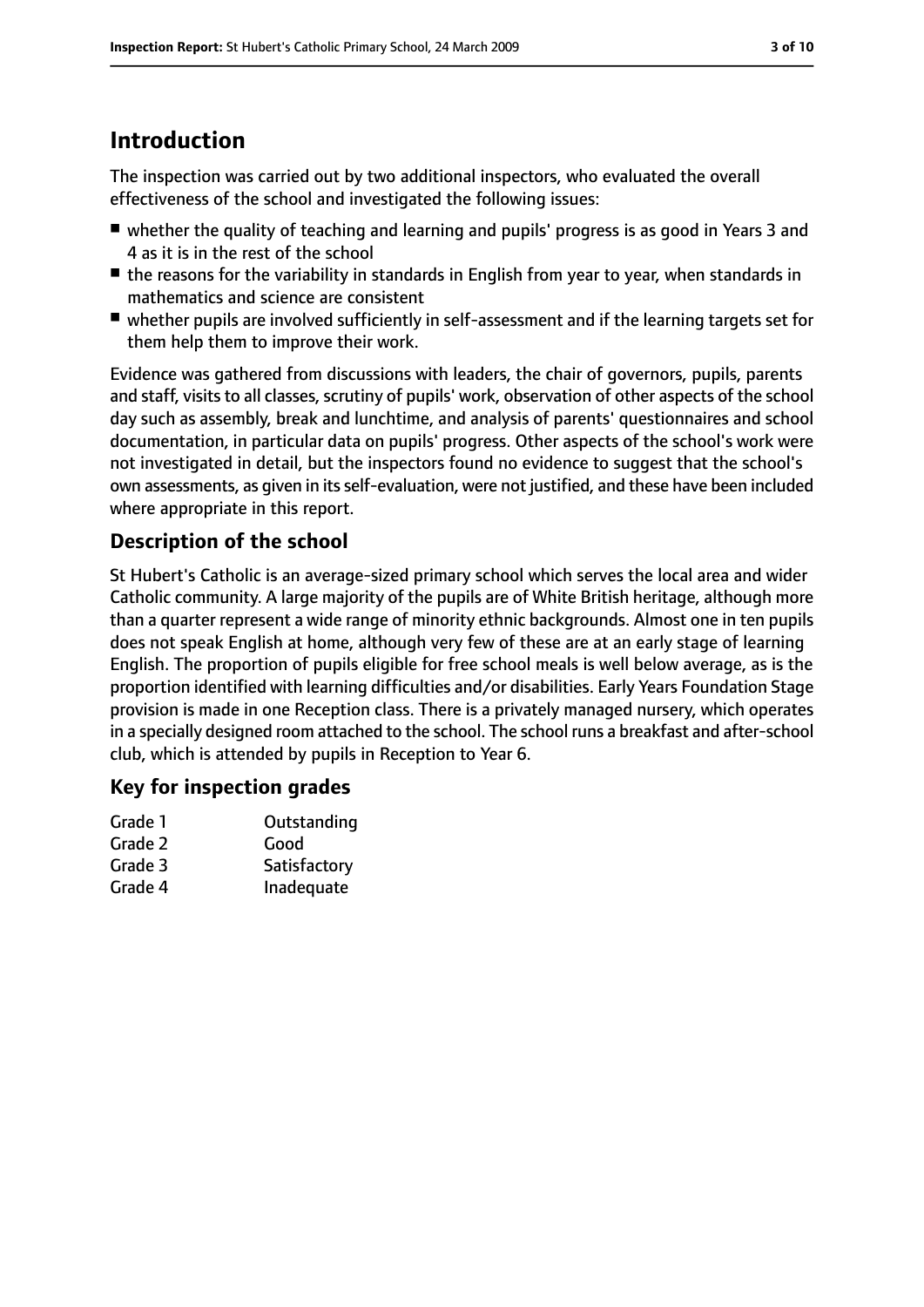## Introduction

The inspection was carried out by two additional inspectors, who evaluated the overall effectiveness of the school and investigated the following issues:

- whether the quality of teaching and learning and pupils' progress is as good in Years 3 and 4 as it is in the rest of the school
- the reasons for the variability in standards in English from year to year, when standards in mathematics and science are consistent
- whether pupils are involved sufficiently in self-assessment and if the learning targets set for them help them to improve their work.

Evidence was gathered from discussions with leaders, the chair of governors, pupils, parents and staff, visits to all classes, scrutiny of pupils' work, observation of other aspects of the school day such as assembly, break and lunchtime, and analysis of parents' questionnaires and school documentation, in particular data on pupils' progress. Other aspects of the school's work were not investigated in detail, but the inspectors found no evidence to suggest that the school's own assessments, as given in its self-evaluation, were not justified, and these have been included where appropriate in this report.

### Description of the school

St Hubert's Catholic is an average-sized primary school which serves the local area and wider Catholic community. A large majority of the pupils are of White British heritage, although more than a quarter represent a wide range of minority ethnic backgrounds. Almost one in ten pupils does not speak English at home, although very few of these are at an early stage of learning English. The proportion of pupils eligible for free school meals is well below average, as is the proportion identified with learning difficulties and/or disabilities. Early Years Foundation Stage provision is made in one Reception class. There is a privately managed nursery, which operates in a specially designed room attached to the school. The school runs a breakfast and after-school club, which is attended by pupils in Reception to Year 6.

### Key for inspection grades

| | |
|---|---|
| Grade 1 | Outstanding |
| Grade 2 | Good |
| Grade 3 | Satisfactory |
| Grade 4 | Inadequate |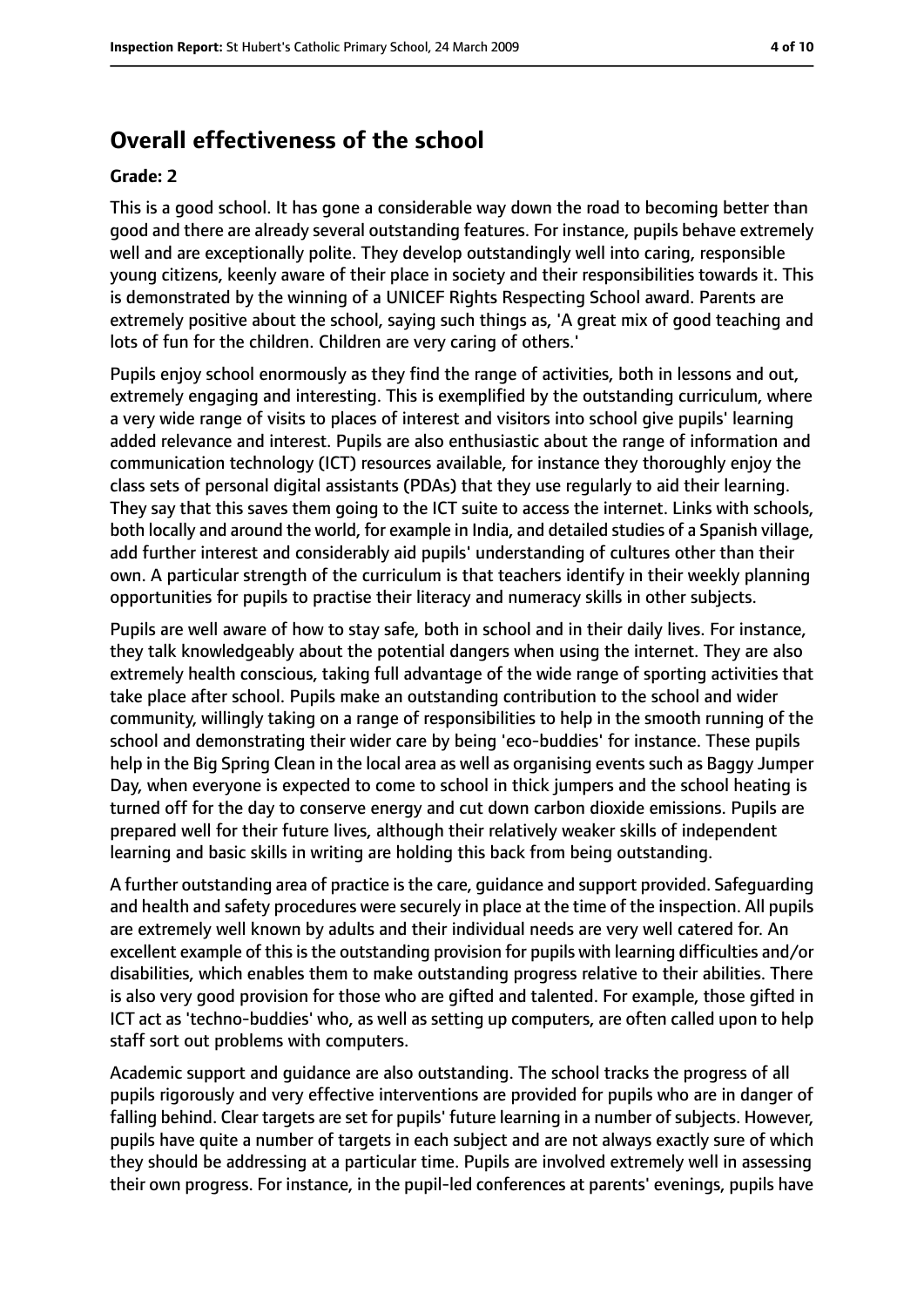## Overall effectiveness of the school

**Grade: 2**

This is a good school. It has gone a considerable way down the road to becoming better than good and there are already several outstanding features. For instance, pupils behave extremely well and are exceptionally polite. They develop outstandingly well into caring, responsible young citizens, keenly aware of their place in society and their responsibilities towards it. This is demonstrated by the winning of a UNICEF Rights Respecting School award. Parents are extremely positive about the school, saying such things as, 'A great mix of good teaching and lots of fun for the children. Children are very caring of others.'

Pupils enjoy school enormously as they find the range of activities, both in lessons and out, extremely engaging and interesting. This is exemplified by the outstanding curriculum, where a very wide range of visits to places of interest and visitors into school give pupils' learning added relevance and interest. Pupils are also enthusiastic about the range of information and communication technology (ICT) resources available, for instance they thoroughly enjoy the class sets of personal digital assistants (PDAs) that they use regularly to aid their learning. They say that this saves them going to the ICT suite to access the internet. Links with schools, both locally and around the world, for example in India, and detailed studies of a Spanish village, add further interest and considerably aid pupils' understanding of cultures other than their own. A particular strength of the curriculum is that teachers identify in their weekly planning opportunities for pupils to practise their literacy and numeracy skills in other subjects.

Pupils are well aware of how to stay safe, both in school and in their daily lives. For instance, they talk knowledgeably about the potential dangers when using the internet. They are also extremely health conscious, taking full advantage of the wide range of sporting activities that take place after school. Pupils make an outstanding contribution to the school and wider community, willingly taking on a range of responsibilities to help in the smooth running of the school and demonstrating their wider care by being 'eco-buddies' for instance. These pupils help in the Big Spring Clean in the local area as well as organising events such as Baggy Jumper Day, when everyone is expected to come to school in thick jumpers and the school heating is turned off for the day to conserve energy and cut down carbon dioxide emissions. Pupils are prepared well for their future lives, although their relatively weaker skills of independent learning and basic skills in writing are holding this back from being outstanding.

A further outstanding area of practice is the care, guidance and support provided. Safeguarding and health and safety procedures were securely in place at the time of the inspection. All pupils are extremely well known by adults and their individual needs are very well catered for. An excellent example of this is the outstanding provision for pupils with learning difficulties and/or disabilities, which enables them to make outstanding progress relative to their abilities. There is also very good provision for those who are gifted and talented. For example, those gifted in ICT act as 'techno-buddies' who, as well as setting up computers, are often called upon to help staff sort out problems with computers.

Academic support and guidance are also outstanding. The school tracks the progress of all pupils rigorously and very effective interventions are provided for pupils who are in danger of falling behind. Clear targets are set for pupils' future learning in a number of subjects. However, pupils have quite a number of targets in each subject and are not always exactly sure of which they should be addressing at a particular time. Pupils are involved extremely well in assessing their own progress. For instance, in the pupil-led conferences at parents' evenings, pupils have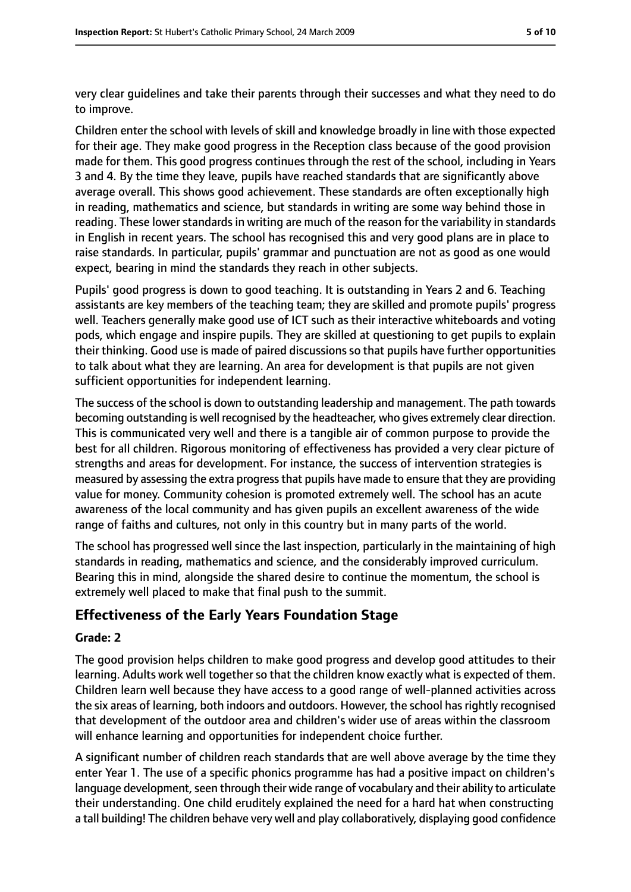very clear guidelines and take their parents through their successes and what they need to do to improve.

Children enter the school with levels of skill and knowledge broadly in line with those expected for their age. They make good progress in the Reception class because of the good provision made for them. This good progress continues through the rest of the school, including in Years 3 and 4. By the time they leave, pupils have reached standards that are significantly above average overall. This shows good achievement. These standards are often exceptionally high in reading, mathematics and science, but standards in writing are some way behind those in reading. These lower standards in writing are much of the reason for the variability in standards in English in recent years. The school has recognised this and very good plans are in place to raise standards. In particular, pupils' grammar and punctuation are not as good as one would expect, bearing in mind the standards they reach in other subjects.

Pupils' good progress is down to good teaching. It is outstanding in Years 2 and 6. Teaching assistants are key members of the teaching team; they are skilled and promote pupils' progress well. Teachers generally make good use of ICT such as their interactive whiteboards and voting pods, which engage and inspire pupils. They are skilled at questioning to get pupils to explain their thinking. Good use is made of paired discussions so that pupils have further opportunities to talk about what they are learning. An area for development is that pupils are not given sufficient opportunities for independent learning.

The success of the school is down to outstanding leadership and management. The path towards becoming outstanding is well recognised by the headteacher, who gives extremely clear direction. This is communicated very well and there is a tangible air of common purpose to provide the best for all children. Rigorous monitoring of effectiveness has provided a very clear picture of strengths and areas for development. For instance, the success of intervention strategies is measured by assessing the extra progress that pupils have made to ensure that they are providing value for money. Community cohesion is promoted extremely well. The school has an acute awareness of the local community and has given pupils an excellent awareness of the wide range of faiths and cultures, not only in this country but in many parts of the world.

The school has progressed well since the last inspection, particularly in the maintaining of high standards in reading, mathematics and science, and the considerably improved curriculum. Bearing this in mind, alongside the shared desire to continue the momentum, the school is extremely well placed to make that final push to the summit.

## Effectiveness of the Early Years Foundation Stage

### Grade: 2

The good provision helps children to make good progress and develop good attitudes to their learning. Adults work well together so that the children know exactly what is expected of them. Children learn well because they have access to a good range of well-planned activities across the six areas of learning, both indoors and outdoors. However, the school has rightly recognised that development of the outdoor area and children's wider use of areas within the classroom will enhance learning and opportunities for independent choice further.

A significant number of children reach standards that are well above average by the time they enter Year 1. The use of a specific phonics programme has had a positive impact on children's language development, seen through their wide range of vocabulary and their ability to articulate their understanding. One child eruditely explained the need for a hard hat when constructing a tall building! The children behave very well and play collaboratively, displaying good confidence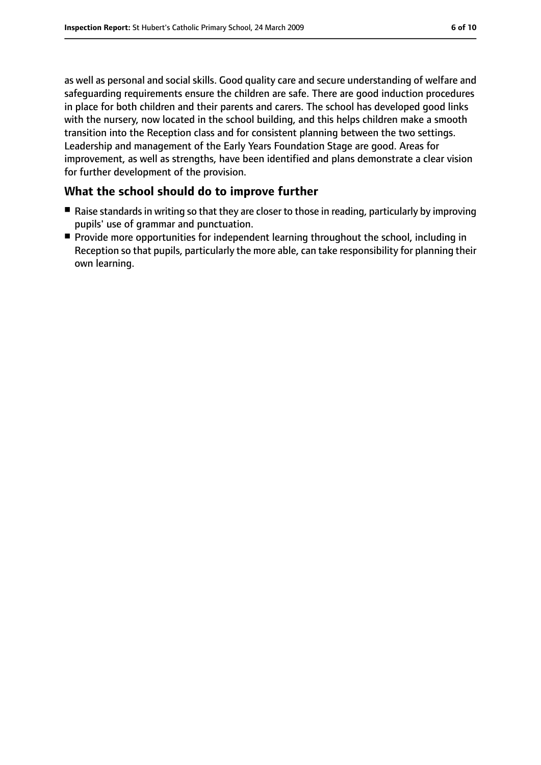as well as personal and social skills. Good quality care and secure understanding of welfare and safeguarding requirements ensure the children are safe. There are good induction procedures in place for both children and their parents and carers. The school has developed good links with the nursery, now located in the school building, and this helps children make a smooth transition into the Reception class and for consistent planning between the two settings. Leadership and management of the Early Years Foundation Stage are good. Areas for improvement, as well as strengths, have been identified and plans demonstrate a clear vision for further development of the provision.

## What the school should do to improve further

- Raise standards in writing so that they are closer to those in reading, particularly by improving pupils' use of grammar and punctuation.
- Provide more opportunities for independent learning throughout the school, including in Reception so that pupils, particularly the more able, can take responsibility for planning their own learning.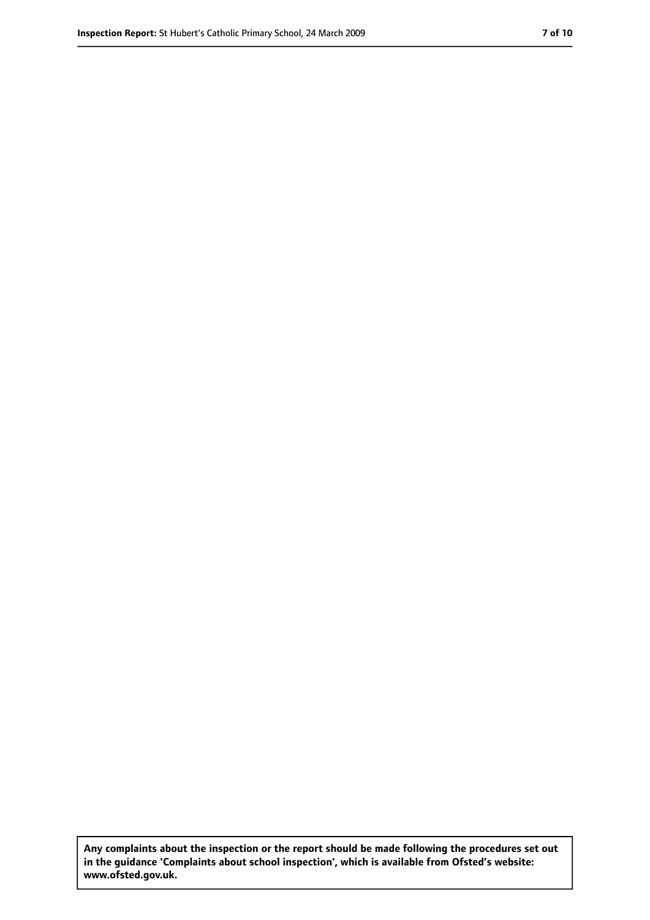**Any complaints about the inspection or the report should be made following the procedures set out in the guidance 'Complaints about school inspection', which is available from Ofsted's website: www.ofsted.gov.uk.**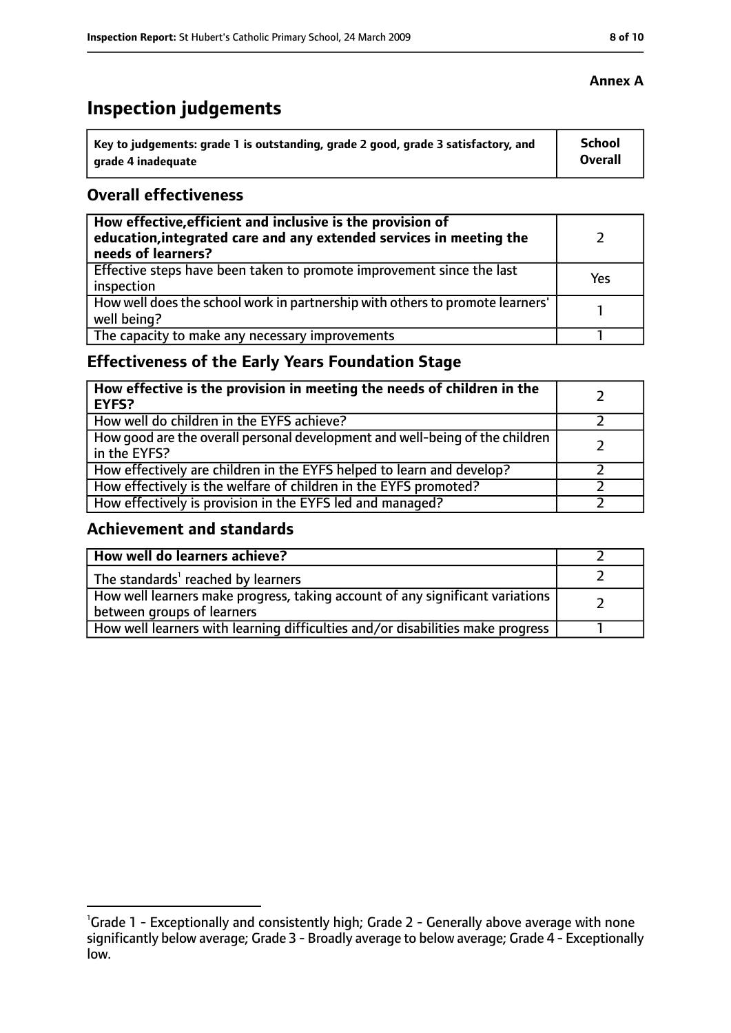**Annex A**

# Inspection judgements

| Key to judgements: grade 1 is outstanding, grade 2 good, grade 3 satisfactory, and grade 4 inadequate | School Overall |
|---|---|

## Overall effectiveness

| | |
|---|---|
| **How effective, efficient and inclusive is the provision of education, integrated care and any extended services in meeting the needs of learners?** | 2 |
| Effective steps have been taken to promote improvement since the last inspection | Yes |
| How well does the school work in partnership with others to promote learners' well being? | 1 |
| The capacity to make any necessary improvements | 1 |

## Effectiveness of the Early Years Foundation Stage

| | |
|---|---|
| **How effective is the provision in meeting the needs of children in the EYFS?** | 2 |
| How well do children in the EYFS achieve? | 2 |
| How good are the overall personal development and well-being of the children in the EYFS? | 2 |
| How effectively are children in the EYFS helped to learn and develop? | 2 |
| How effectively is the welfare of children in the EYFS promoted? | 2 |
| How effectively is provision in the EYFS led and managed? | 2 |

## Achievement and standards

| | |
|---|---|
| **How well do learners achieve?** | 2 |
| The standards[1] reached by learners | 2 |
| How well learners make progress, taking account of any significant variations between groups of learners | 2 |
| How well learners with learning difficulties and/or disabilities make progress | 1 |

[1]Grade 1 - Exceptionally and consistently high; Grade 2 - Generally above average with none significantly below average; Grade 3 - Broadly average to below average; Grade 4 - Exceptionally low.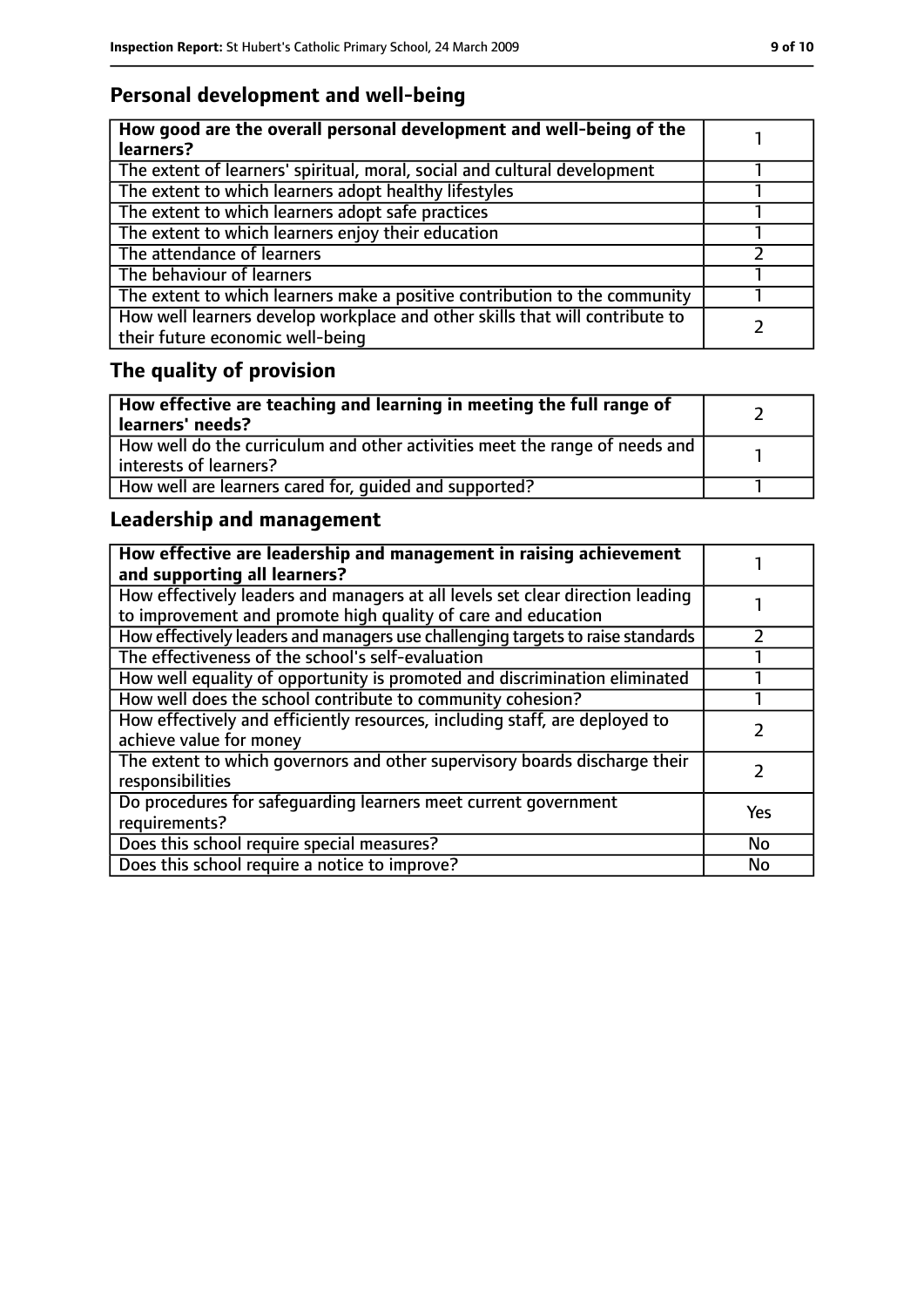## Personal development and well-being

| | |
|---|---|
| **How good are the overall personal development and well-being of the learners?** | 1 |
| The extent of learners' spiritual, moral, social and cultural development | 1 |
| The extent to which learners adopt healthy lifestyles | 1 |
| The extent to which learners adopt safe practices | 1 |
| The extent to which learners enjoy their education | 1 |
| The attendance of learners | 2 |
| The behaviour of learners | 1 |
| The extent to which learners make a positive contribution to the community | 1 |
| How well learners develop workplace and other skills that will contribute to their future economic well-being | 2 |

## The quality of provision

| | |
|---|---|
| **How effective are teaching and learning in meeting the full range of learners' needs?** | 2 |
| How well do the curriculum and other activities meet the range of needs and interests of learners? | 1 |
| How well are learners cared for, guided and supported? | 1 |

## Leadership and management

| | |
|---|---|
| **How effective are leadership and management in raising achievement and supporting all learners?** | 1 |
| How effectively leaders and managers at all levels set clear direction leading to improvement and promote high quality of care and education | 1 |
| How effectively leaders and managers use challenging targets to raise standards | 2 |
| The effectiveness of the school's self-evaluation | 1 |
| How well equality of opportunity is promoted and discrimination eliminated | 1 |
| How well does the school contribute to community cohesion? | 1 |
| How effectively and efficiently resources, including staff, are deployed to achieve value for money | 2 |
| The extent to which governors and other supervisory boards discharge their responsibilities | 2 |
| Do procedures for safeguarding learners meet current government requirements? | Yes |
| Does this school require special measures? | No |
| Does this school require a notice to improve? | No |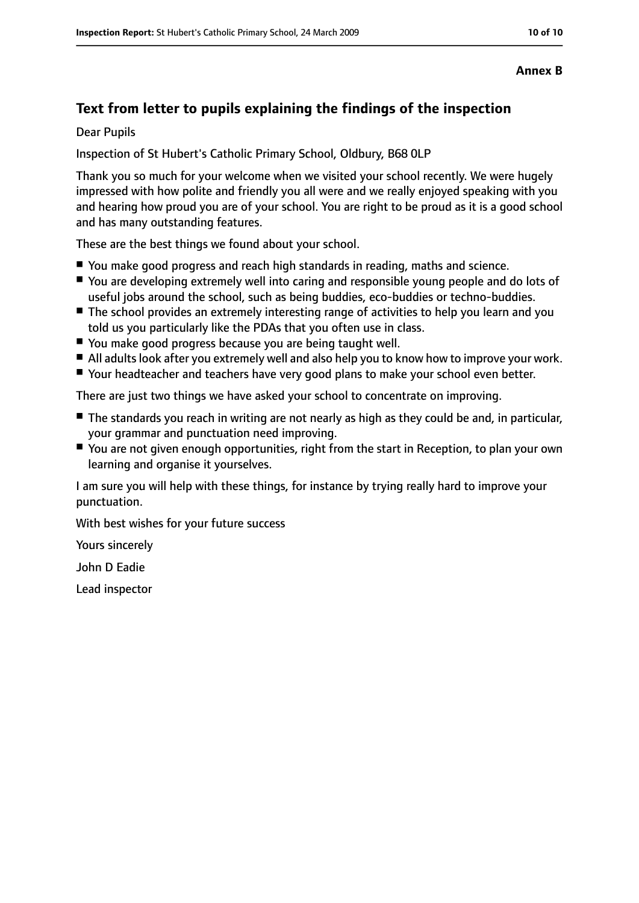**Annex B**

## Text from letter to pupils explaining the findings of the inspection

Dear Pupils

Inspection of St Hubert's Catholic Primary School, Oldbury, B68 0LP

Thank you so much for your welcome when we visited your school recently. We were hugely impressed with how polite and friendly you all were and we really enjoyed speaking with you and hearing how proud you are of your school. You are right to be proud as it is a good school and has many outstanding features.

These are the best things we found about your school.

- You make good progress and reach high standards in reading, maths and science.
- You are developing extremely well into caring and responsible young people and do lots of useful jobs around the school, such as being buddies, eco-buddies or techno-buddies.
- The school provides an extremely interesting range of activities to help you learn and you told us you particularly like the PDAs that you often use in class.
- You make good progress because you are being taught well.
- All adults look after you extremely well and also help you to know how to improve your work.
- Your headteacher and teachers have very good plans to make your school even better.

There are just two things we have asked your school to concentrate on improving.

- The standards you reach in writing are not nearly as high as they could be and, in particular, your grammar and punctuation need improving.
- You are not given enough opportunities, right from the start in Reception, to plan your own learning and organise it yourselves.

I am sure you will help with these things, for instance by trying really hard to improve your punctuation.

With best wishes for your future success

Yours sincerely

John D Eadie

Lead inspector